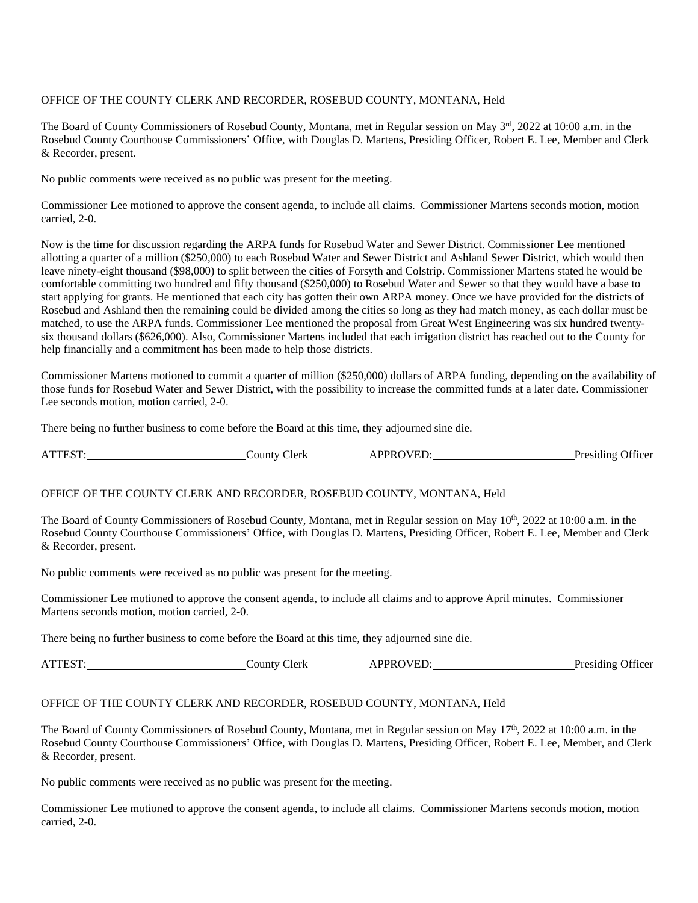OFFICE OF THE COUNTY CLERK AND RECORDER, ROSEBUD COUNTY, MONTANA, Held

The Board of County Commissioners of Rosebud County, Montana, met in Regular session on May 3rd, 2022 at 10:00 a.m. in the Rosebud County Courthouse Commissioners' Office, with Douglas D. Martens, Presiding Officer, Robert E. Lee, Member and Clerk & Recorder, present.

No public comments were received as no public was present for the meeting.

Commissioner Lee motioned to approve the consent agenda, to include all claims. Commissioner Martens seconds motion, motion carried, 2-0.

Now is the time for discussion regarding the ARPA funds for Rosebud Water and Sewer District. Commissioner Lee mentioned allotting a quarter of a million ($250,000) to each Rosebud Water and Sewer District and Ashland Sewer District, which would then leave ninety-eight thousand ($98,000) to split between the cities of Forsyth and Colstrip. Commissioner Martens stated he would be comfortable committing two hundred and fifty thousand ($250,000) to Rosebud Water and Sewer so that they would have a base to start applying for grants. He mentioned that each city has gotten their own ARPA money. Once we have provided for the districts of Rosebud and Ashland then the remaining could be divided among the cities so long as they had match money, as each dollar must be matched, to use the ARPA funds. Commissioner Lee mentioned the proposal from Great West Engineering was six hundred twenty-six thousand dollars ($626,000). Also, Commissioner Martens included that each irrigation district has reached out to the County for help financially and a commitment has been made to help those districts.

Commissioner Martens motioned to commit a quarter of million ($250,000) dollars of ARPA funding, depending on the availability of those funds for Rosebud Water and Sewer District, with the possibility to increase the committed funds at a later date. Commissioner Lee seconds motion, motion carried, 2-0.

There being no further business to come before the Board at this time, they adjourned sine die.

ATTEST:\_\_\_\_\_\_\_\_\_\_\_\_\_\_\_\_\_\_\_\_\_\_\_\_\_\_\_\_County Clerk APPROVED:\_\_\_\_\_\_\_\_\_\_\_\_\_\_\_\_\_\_\_\_\_\_\_\_\_\_Presiding Officer

OFFICE OF THE COUNTY CLERK AND RECORDER, ROSEBUD COUNTY, MONTANA, Held

The Board of County Commissioners of Rosebud County, Montana, met in Regular session on May 10th, 2022 at 10:00 a.m. in the Rosebud County Courthouse Commissioners' Office, with Douglas D. Martens, Presiding Officer, Robert E. Lee, Member and Clerk & Recorder, present.

No public comments were received as no public was present for the meeting.

Commissioner Lee motioned to approve the consent agenda, to include all claims and to approve April minutes. Commissioner Martens seconds motion, motion carried, 2-0.

There being no further business to come before the Board at this time, they adjourned sine die.

ATTEST:\_\_\_\_\_\_\_\_\_\_\_\_\_\_\_\_\_\_\_\_\_\_\_\_\_\_\_\_County Clerk APPROVED:\_\_\_\_\_\_\_\_\_\_\_\_\_\_\_\_\_\_\_\_\_\_\_\_\_\_Presiding Officer

OFFICE OF THE COUNTY CLERK AND RECORDER, ROSEBUD COUNTY, MONTANA, Held

The Board of County Commissioners of Rosebud County, Montana, met in Regular session on May 17th, 2022 at 10:00 a.m. in the Rosebud County Courthouse Commissioners' Office, with Douglas D. Martens, Presiding Officer, Robert E. Lee, Member, and Clerk & Recorder, present.

No public comments were received as no public was present for the meeting.

Commissioner Lee motioned to approve the consent agenda, to include all claims. Commissioner Martens seconds motion, motion carried, 2-0.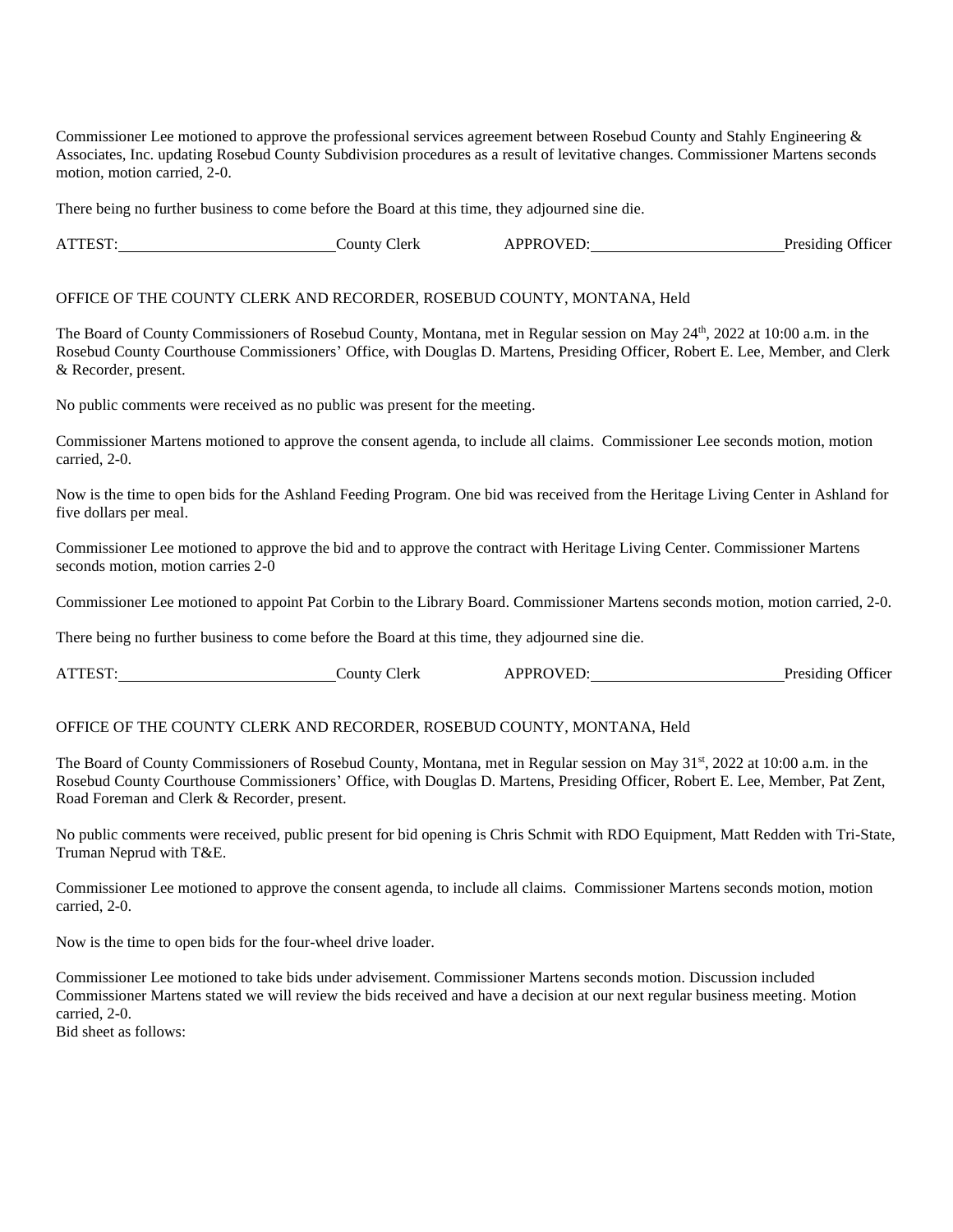Commissioner Lee motioned to approve the professional services agreement between Rosebud County and Stahly Engineering & Associates, Inc. updating Rosebud County Subdivision procedures as a result of levitative changes. Commissioner Martens seconds motion, motion carried, 2-0.

There being no further business to come before the Board at this time, they adjourned sine die.

ATTEST:\_\_\_\_\_\_\_\_\_\_\_\_\_\_\_\_\_\_\_\_\_\_\_\_\_\_County Clerk APPROVED:\_\_\_\_\_\_\_\_\_\_\_\_\_\_\_\_\_\_\_\_\_\_\_\_Presiding Officer

OFFICE OF THE COUNTY CLERK AND RECORDER, ROSEBUD COUNTY, MONTANA, Held

The Board of County Commissioners of Rosebud County, Montana, met in Regular session on May 24th, 2022 at 10:00 a.m. in the Rosebud County Courthouse Commissioners' Office, with Douglas D. Martens, Presiding Officer, Robert E. Lee, Member, and Clerk & Recorder, present.

No public comments were received as no public was present for the meeting.

Commissioner Martens motioned to approve the consent agenda, to include all claims. Commissioner Lee seconds motion, motion carried, 2-0.

Now is the time to open bids for the Ashland Feeding Program. One bid was received from the Heritage Living Center in Ashland for five dollars per meal.

Commissioner Lee motioned to approve the bid and to approve the contract with Heritage Living Center. Commissioner Martens seconds motion, motion carries 2-0

Commissioner Lee motioned to appoint Pat Corbin to the Library Board. Commissioner Martens seconds motion, motion carried, 2-0.

There being no further business to come before the Board at this time, they adjourned sine die.

ATTEST:\_\_\_\_\_\_\_\_\_\_\_\_\_\_\_\_\_\_\_\_\_\_\_\_\_\_County Clerk APPROVED:\_\_\_\_\_\_\_\_\_\_\_\_\_\_\_\_\_\_\_\_\_\_\_\_Presiding Officer

OFFICE OF THE COUNTY CLERK AND RECORDER, ROSEBUD COUNTY, MONTANA, Held

The Board of County Commissioners of Rosebud County, Montana, met in Regular session on May 31st, 2022 at 10:00 a.m. in the Rosebud County Courthouse Commissioners' Office, with Douglas D. Martens, Presiding Officer, Robert E. Lee, Member, Pat Zent, Road Foreman and Clerk & Recorder, present.

No public comments were received, public present for bid opening is Chris Schmit with RDO Equipment, Matt Redden with Tri-State, Truman Neprud with T&E.

Commissioner Lee motioned to approve the consent agenda, to include all claims. Commissioner Martens seconds motion, motion carried, 2-0.

Now is the time to open bids for the four-wheel drive loader.

Commissioner Lee motioned to take bids under advisement. Commissioner Martens seconds motion. Discussion included Commissioner Martens stated we will review the bids received and have a decision at our next regular business meeting. Motion carried, 2-0.
Bid sheet as follows: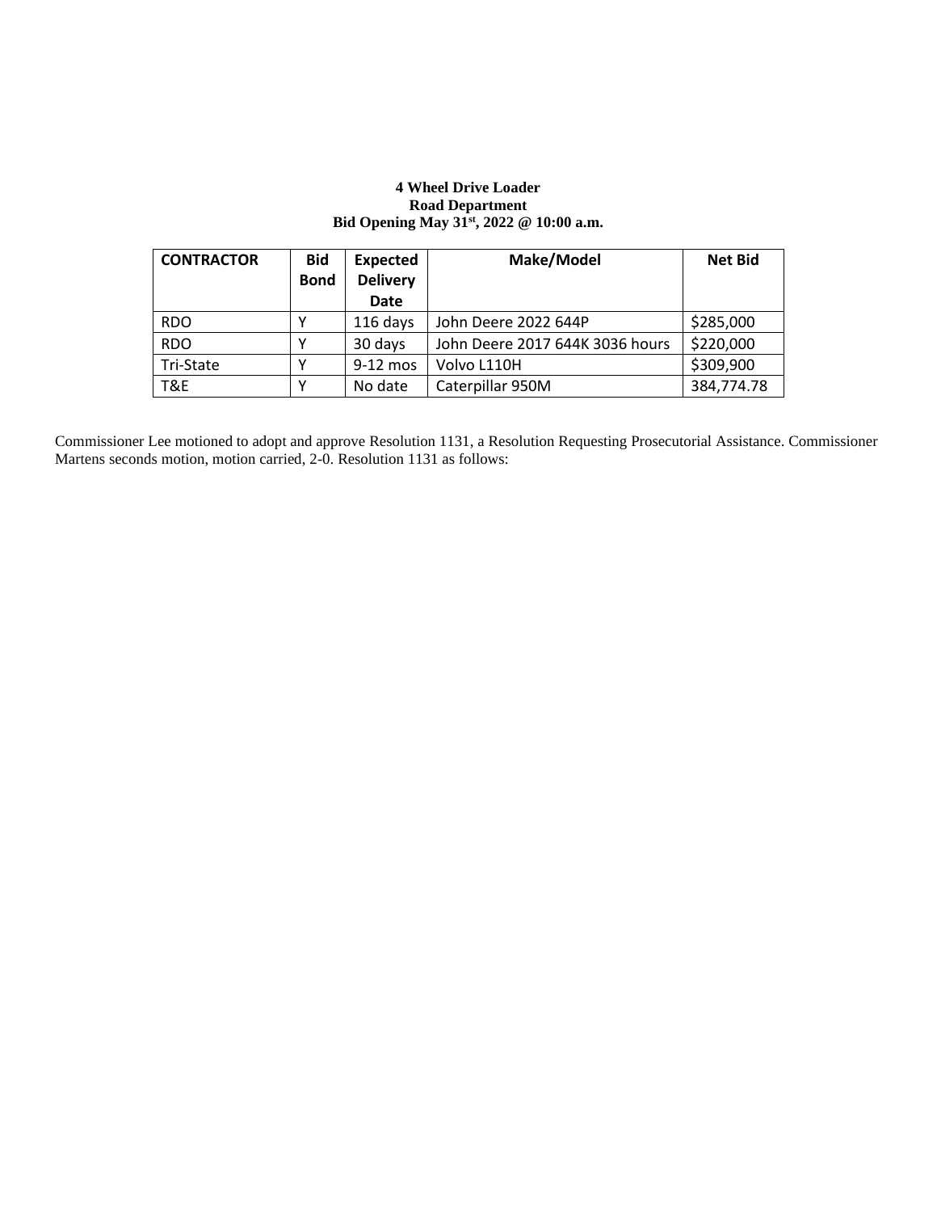**4 Wheel Drive Loader**
**Road Department**
**Bid Opening May 31st, 2022 @ 10:00 a.m.**

| CONTRACTOR | Bid Bond | Expected Delivery Date | Make/Model | Net Bid |
|---|---|---|---|---|
| RDO | Y | 116 days | John Deere 2022 644P | $285,000 |
| RDO | Y | 30 days | John Deere 2017 644K 3036 hours | $220,000 |
| Tri-State | Y | 9-12 mos | Volvo L110H | $309,900 |
| T&E | Y | No date | Caterpillar 950M | 384,774.78 |

Commissioner Lee motioned to adopt and approve Resolution 1131, a Resolution Requesting Prosecutorial Assistance. Commissioner Martens seconds motion, motion carried, 2-0. Resolution 1131 as follows: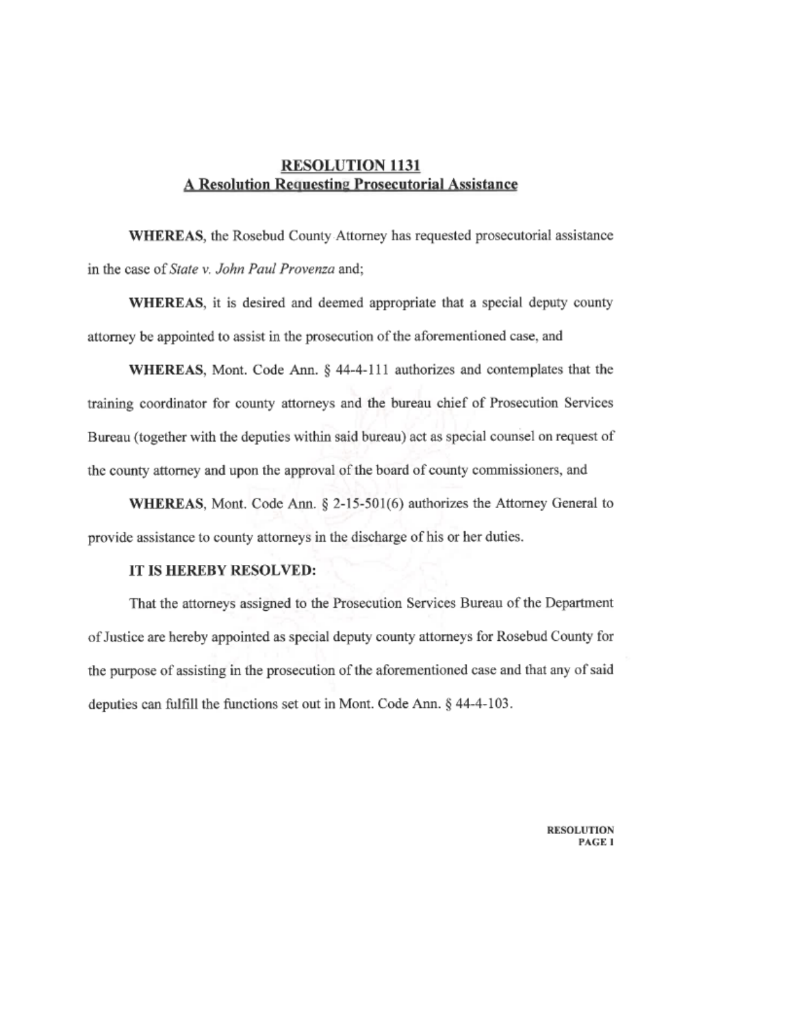## RESOLUTION 1131
### A Resolution Requesting Prosecutorial Assistance

**WHEREAS**, the Rosebud County Attorney has requested prosecutorial assistance in the case of *State v. John Paul Provenza* and;

**WHEREAS**, it is desired and deemed appropriate that a special deputy county attorney be appointed to assist in the prosecution of the aforementioned case, and

**WHEREAS**, Mont. Code Ann. § 44-4-111 authorizes and contemplates that the training coordinator for county attorneys and the bureau chief of Prosecution Services Bureau (together with the deputies within said bureau) act as special counsel on request of the county attorney and upon the approval of the board of county commissioners, and

**WHEREAS**, Mont. Code Ann. § 2-15-501(6) authorizes the Attorney General to provide assistance to county attorneys in the discharge of his or her duties.

**IT IS HEREBY RESOLVED:**

That the attorneys assigned to the Prosecution Services Bureau of the Department of Justice are hereby appointed as special deputy county attorneys for Rosebud County for the purpose of assisting in the prosecution of the aforementioned case and that any of said deputies can fulfill the functions set out in Mont. Code Ann. § 44-4-103.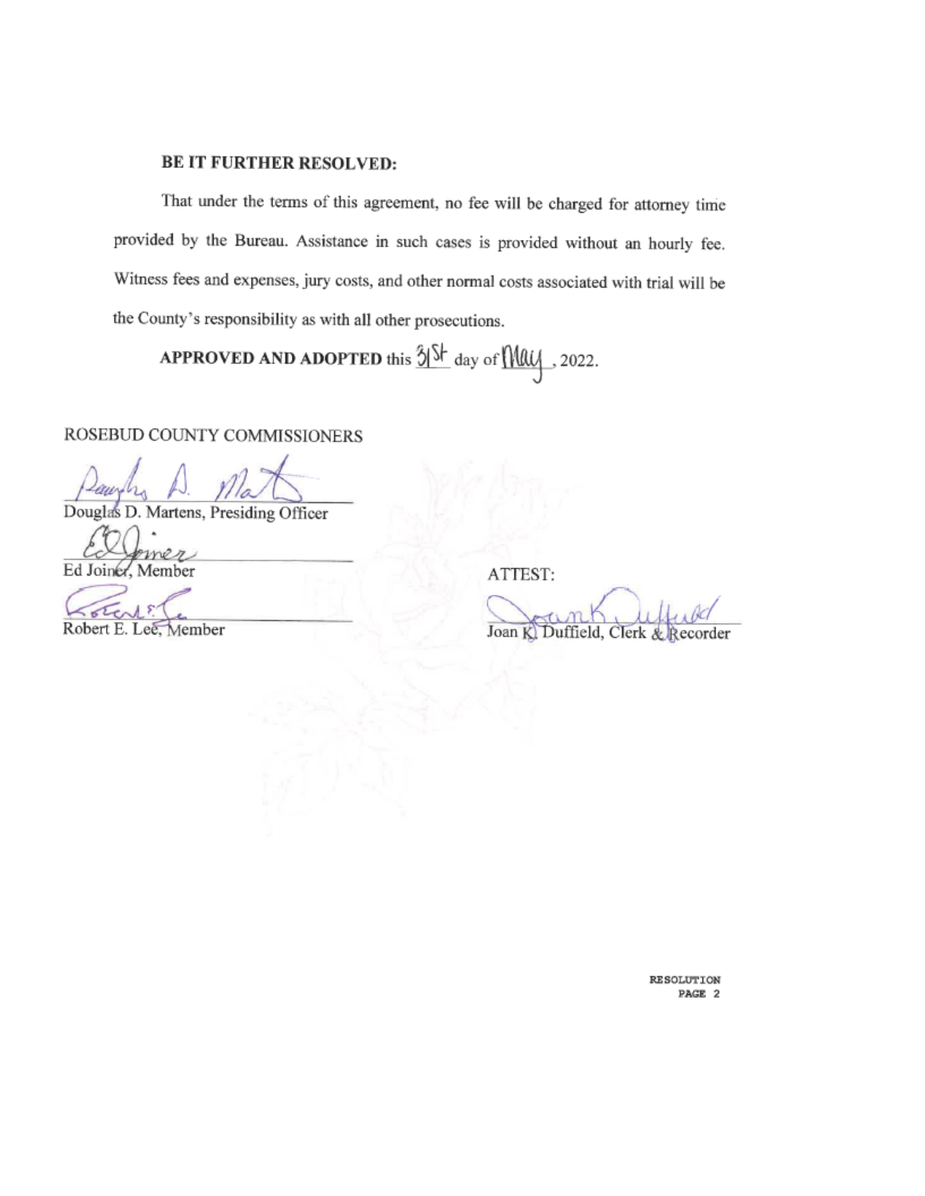**BE IT FURTHER RESOLVED:**

That under the terms of this agreement, no fee will be charged for attorney time provided by the Bureau. Assistance in such cases is provided without an hourly fee. Witness fees and expenses, jury costs, and other normal costs associated with trial will be the County's responsibility as with all other prosecutions.

**APPROVED AND ADOPTED** this 31st day of May, 2022.

ROSEBUD COUNTY COMMISSIONERS

Douglas D. Martens, Presiding Officer

Ed Joiner, Member

Robert E. Lee, Member

ATTEST:

Joan K. Duffield, Clerk & Recorder

RESOLUTION
PAGE 2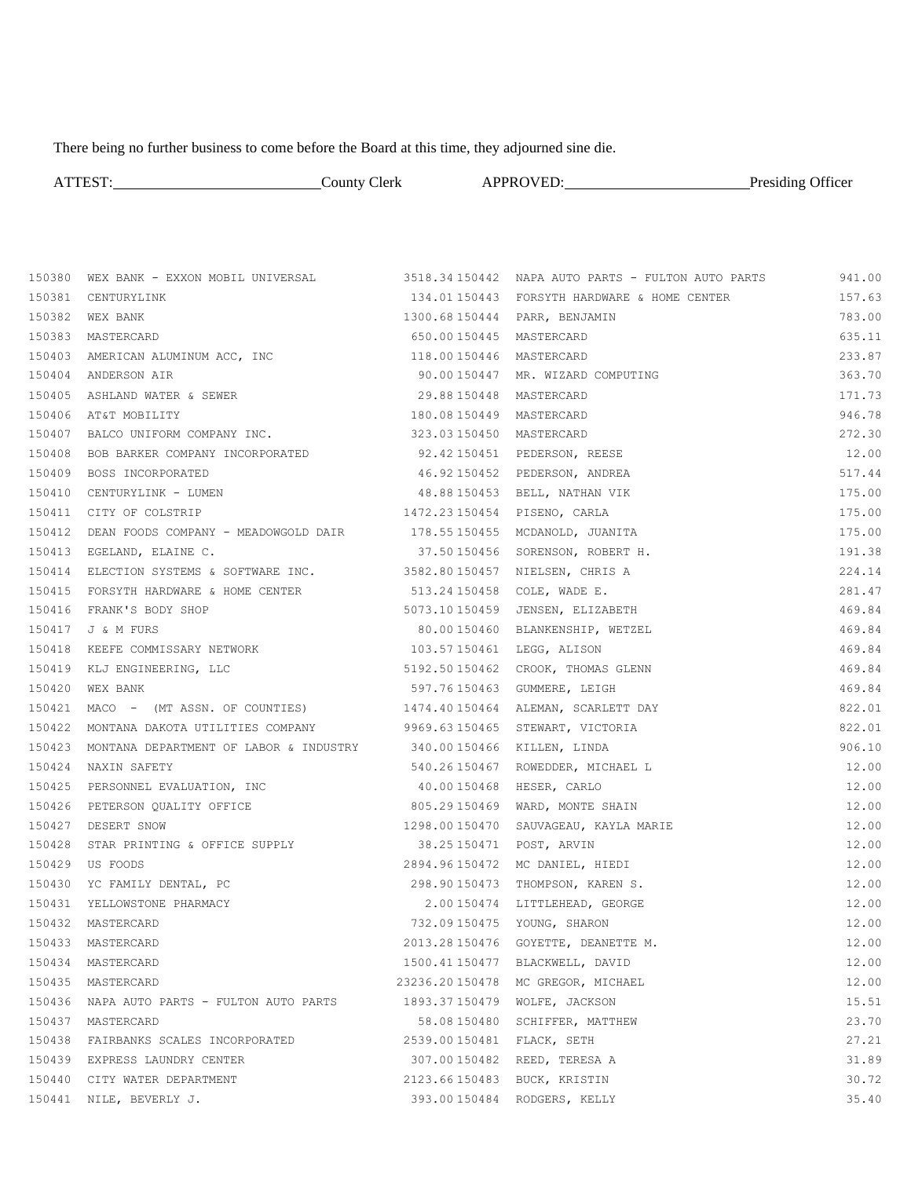There being no further business to come before the Board at this time, they adjourned sine die.

ATTEST:\_\_\_\_\_\_\_\_\_\_\_\_\_\_\_\_\_\_\_\_\_\_\_\_\_\_County Clerk APPROVED:\_\_\_\_\_\_\_\_\_\_\_\_\_\_\_\_\_\_\_\_\_\_\_\_Presiding Officer

| | | | | | |
|---|---|---|---|---|---|
| 150380 | WEX BANK - EXXON MOBIL UNIVERSAL | 3518.34 | 150442 | NAPA AUTO PARTS - FULTON AUTO PARTS | 941.00 |
| 150381 | CENTURYLINK | 134.01 | 150443 | FORSYTH HARDWARE & HOME CENTER | 157.63 |
| 150382 | WEX BANK | 1300.68 | 150444 | PARR, BENJAMIN | 783.00 |
| 150383 | MASTERCARD | 650.00 | 150445 | MASTERCARD | 635.11 |
| 150403 | AMERICAN ALUMINUM ACC, INC | 118.00 | 150446 | MASTERCARD | 233.87 |
| 150404 | ANDERSON AIR | 90.00 | 150447 | MR. WIZARD COMPUTING | 363.70 |
| 150405 | ASHLAND WATER & SEWER | 29.88 | 150448 | MASTERCARD | 171.73 |
| 150406 | AT&T MOBILITY | 180.08 | 150449 | MASTERCARD | 946.78 |
| 150407 | BALCO UNIFORM COMPANY INC. | 323.03 | 150450 | MASTERCARD | 272.30 |
| 150408 | BOB BARKER COMPANY INCORPORATED | 92.42 | 150451 | PEDERSON, REESE | 12.00 |
| 150409 | BOSS INCORPORATED | 46.92 | 150452 | PEDERSON, ANDREA | 517.44 |
| 150410 | CENTURYLINK - LUMEN | 48.88 | 150453 | BELL, NATHAN VIK | 175.00 |
| 150411 | CITY OF COLSTRIP | 1472.23 | 150454 | PISENO, CARLA | 175.00 |
| 150412 | DEAN FOODS COMPANY - MEADOWGOLD DAIR | 178.55 | 150455 | MCDANOLD, JUANITA | 175.00 |
| 150413 | EGELAND, ELAINE C. | 37.50 | 150456 | SORENSON, ROBERT H. | 191.38 |
| 150414 | ELECTION SYSTEMS & SOFTWARE INC. | 3582.80 | 150457 | NIELSEN, CHRIS A | 224.14 |
| 150415 | FORSYTH HARDWARE & HOME CENTER | 513.24 | 150458 | COLE, WADE E. | 281.47 |
| 150416 | FRANK'S BODY SHOP | 5073.10 | 150459 | JENSEN, ELIZABETH | 469.84 |
| 150417 | J & M FURS | 80.00 | 150460 | BLANKENSHIP, WETZEL | 469.84 |
| 150418 | KEEFE COMMISSARY NETWORK | 103.57 | 150461 | LEGG, ALISON | 469.84 |
| 150419 | KLJ ENGINEERING, LLC | 5192.50 | 150462 | CROOK, THOMAS GLENN | 469.84 |
| 150420 | WEX BANK | 597.76 | 150463 | GUMMERE, LEIGH | 469.84 |
| 150421 | MACO - (MT ASSN. OF COUNTIES) | 1474.40 | 150464 | ALEMAN, SCARLETT DAY | 822.01 |
| 150422 | MONTANA DAKOTA UTILITIES COMPANY | 9969.63 | 150465 | STEWART, VICTORIA | 822.01 |
| 150423 | MONTANA DEPARTMENT OF LABOR & INDUSTRY | 340.00 | 150466 | KILLEN, LINDA | 906.10 |
| 150424 | NAXIN SAFETY | 540.26 | 150467 | ROWEDDER, MICHAEL L | 12.00 |
| 150425 | PERSONNEL EVALUATION, INC | 40.00 | 150468 | HESER, CARLO | 12.00 |
| 150426 | PETERSON QUALITY OFFICE | 805.29 | 150469 | WARD, MONTE SHAIN | 12.00 |
| 150427 | DESERT SNOW | 1298.00 | 150470 | SAUVAGEAU, KAYLA MARIE | 12.00 |
| 150428 | STAR PRINTING & OFFICE SUPPLY | 38.25 | 150471 | POST, ARVIN | 12.00 |
| 150429 | US FOODS | 2894.96 | 150472 | MC DANIEL, HIEDI | 12.00 |
| 150430 | YC FAMILY DENTAL, PC | 298.90 | 150473 | THOMPSON, KAREN S. | 12.00 |
| 150431 | YELLOWSTONE PHARMACY | 2.00 | 150474 | LITTLEHEAD, GEORGE | 12.00 |
| 150432 | MASTERCARD | 732.09 | 150475 | YOUNG, SHARON | 12.00 |
| 150433 | MASTERCARD | 2013.28 | 150476 | GOYETTE, DEANETTE M. | 12.00 |
| 150434 | MASTERCARD | 1500.41 | 150477 | BLACKWELL, DAVID | 12.00 |
| 150435 | MASTERCARD | 23236.20 | 150478 | MC GREGOR, MICHAEL | 12.00 |
| 150436 | NAPA AUTO PARTS - FULTON AUTO PARTS | 1893.37 | 150479 | WOLFE, JACKSON | 15.51 |
| 150437 | MASTERCARD | 58.08 | 150480 | SCHIFFER, MATTHEW | 23.70 |
| 150438 | FAIRBANKS SCALES INCORPORATED | 2539.00 | 150481 | FLACK, SETH | 27.21 |
| 150439 | EXPRESS LAUNDRY CENTER | 307.00 | 150482 | REED, TERESA A | 31.89 |
| 150440 | CITY WATER DEPARTMENT | 2123.66 | 150483 | BUCK, KRISTIN | 30.72 |
| 150441 | NILE, BEVERLY J. | 393.00 | 150484 | RODGERS, KELLY | 35.40 |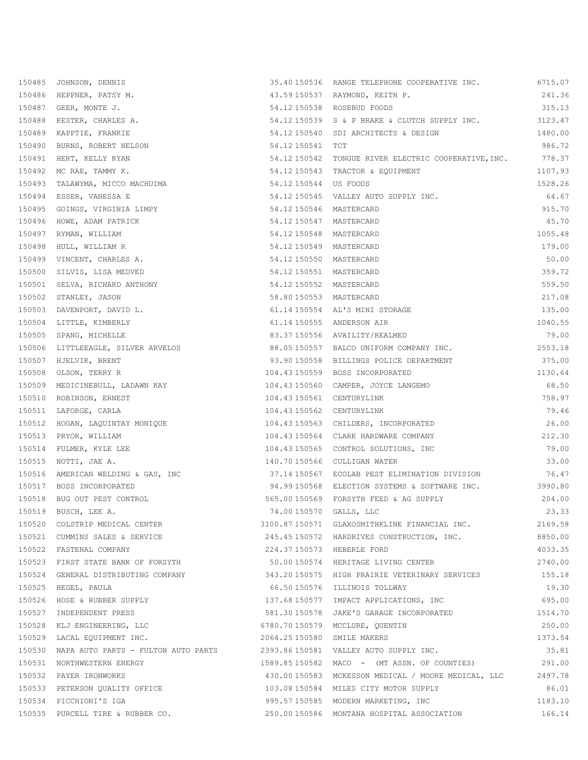| | | | | | |
|---|---|---|---|---|---|
| 150485 | JOHNSON, DENNIS | 35.40 | 150536 | RANGE TELEPHONE COOPERATIVE INC. | 6715.07 |
| 150486 | HEPPNER, PATSY M. | 43.59 | 150537 | RAYMOND, KEITH P. | 241.36 |
| 150487 | GEER, MONTE J. | 54.12 | 150538 | ROSEBUD FOODS | 315.13 |
| 150488 | KESTER, CHARLES A. | 54.12 | 150539 | S & P BRAKE & CLUTCH SUPPLY INC. | 3123.47 |
| 150489 | KAPPTIE, FRANKIE | 54.12 | 150540 | SDI ARCHITECTS & DESIGN | 1480.00 |
| 150490 | BURNS, ROBERT NELSON | 54.12 | 150541 | TCT | 986.72 |
| 150491 | HERT, KELLY RYAN | 54.12 | 150542 | TONGUE RIVER ELECTRIC COOPERATIVE,INC. | 778.37 |
| 150492 | MC RAE, TAMMY K. | 54.12 | 150543 | TRACTOR & EQUIPMENT | 1107.93 |
| 150493 | TALAWYMA, MICCO MACHUIMA | 54.12 | 150544 | US FOODS | 1528.26 |
| 150494 | ESSER, VANESSA E | 54.12 | 150545 | VALLEY AUTO SUPPLY INC. | 64.67 |
| 150495 | GOINGS, VIRGINIA LIMPY | 54.12 | 150546 | MASTERCARD | 915.70 |
| 150496 | HOWE, ADAM PATRICK | 54.12 | 150547 | MASTERCARD | 45.70 |
| 150497 | RYMAN, WILLIAM | 54.12 | 150548 | MASTERCARD | 1055.48 |
| 150498 | HULL, WILLIAM R | 54.12 | 150549 | MASTERCARD | 179.00 |
| 150499 | VINCENT, CHARLES A. | 54.12 | 150550 | MASTERCARD | 50.00 |
| 150500 | SILVIS, LISA MEDVED | 54.12 | 150551 | MASTERCARD | 359.72 |
| 150501 | SELVA, RICHARD ANTHONY | 54.12 | 150552 | MASTERCARD | 559.50 |
| 150502 | STANLEY, JASON | 58.80 | 150553 | MASTERCARD | 217.08 |
| 150503 | DAVENPORT, DAVID L. | 61.14 | 150554 | AL'S MINI STORAGE | 135.00 |
| 150504 | LITTLE, KIMBERLY | 61.14 | 150555 | ANDERSON AIR | 1040.55 |
| 150505 | SPANG, MICHELLE | 83.37 | 150556 | AVAILITY/REALMED | 79.00 |
| 150506 | LITTLEEAGLE, SILVER ARVELOS | 88.05 | 150557 | BALCO UNIFORM COMPANY INC. | 2553.18 |
| 150507 | HJELVIK, BRENT | 93.90 | 150558 | BILLINGS POLICE DEPARTMENT | 375.00 |
| 150508 | OLSON, TERRY R | 104.43 | 150559 | BOSS INCORPORATED | 1130.64 |
| 150509 | MEDICINEBULL, LADAWN KAY | 104.43 | 150560 | CAMPER, JOYCE LANGEMO | 68.50 |
| 150510 | ROBINSON, ERNEST | 104.43 | 150561 | CENTURYLINK | 758.97 |
| 150511 | LAFORGE, CARLA | 104.43 | 150562 | CENTURYLINK | 79.46 |
| 150512 | HOGAN, LAQUINTAY MONIQUE | 104.43 | 150563 | CHILDERS, INCORPORATED | 26.00 |
| 150513 | PRYOR, WILLIAM | 104.43 | 150564 | CLARK HARDWARE COMPANY | 212.30 |
| 150514 | FULMER, KYLE LEE | 104.43 | 150565 | CONTROL SOLUTIONS, INC | 79.00 |
| 150515 | NOTTI, JAE A. | 140.70 | 150566 | CULLIGAN WATER | 33.00 |
| 150516 | AMERICAN WELDING & GAS, INC | 37.14 | 150567 | ECOLAB PEST ELIMINATION DIVISION | 76.47 |
| 150517 | BOSS INCORPORATED | 94.99 | 150568 | ELECTION SYSTEMS & SOFTWARE INC. | 3990.80 |
| 150518 | BUG OUT PEST CONTROL | 565.00 | 150569 | FORSYTH FEED & AG SUPPLY | 204.00 |
| 150519 | BUSCH, LEE A. | 74.00 | 150570 | GALLS, LLC | 23.33 |
| 150520 | COLSTRIP MEDICAL CENTER | 3100.87 | 150571 | GLAXOSMITHKLINE FINANCIAL INC. | 2169.58 |
| 150521 | CUMMINS SALES & SERVICE | 245.45 | 150572 | HARDRIVES CONSTRUCTION, INC. | 8850.00 |
| 150522 | FASTENAL COMPANY | 224.37 | 150573 | HEBERLE FORD | 4033.35 |
| 150523 | FIRST STATE BANK OF FORSYTH | 50.00 | 150574 | HERITAGE LIVING CENTER | 2740.00 |
| 150524 | GENERAL DISTRIBUTING COMPANY | 343.20 | 150575 | HIGH PRAIRIE VETERINARY SERVICES | 155.18 |
| 150525 | HEGEL, PAULA | 66.50 | 150576 | ILLINOIS TOLLWAY | 19.30 |
| 150526 | HOSE & RUBBER SUPPLY | 137.68 | 150577 | IMPACT APPLICATIONS, INC | 695.00 |
| 150527 | INDEPENDENT PRESS | 581.30 | 150578 | JAKE'S GARAGE INCORPORATED | 1514.70 |
| 150528 | KLJ ENGINEERING, LLC | 6780.70 | 150579 | MCCLURE, QUENTIN | 250.00 |
| 150529 | LACAL EQUIPMENT INC. | 2064.25 | 150580 | SMILE MAKERS | 1373.54 |
| 150530 | NAPA AUTO PARTS - FULTON AUTO PARTS | 2393.86 | 150581 | VALLEY AUTO SUPPLY INC. | 35.81 |
| 150531 | NORTHWESTERN ENERGY | 1589.85 | 150582 | MACO - (MT ASSN. OF COUNTIES) | 291.00 |
| 150532 | PAYER IRONWORKS | 430.00 | 150583 | MCKESSON MEDICAL / MOORE MEDICAL, LLC | 2497.78 |
| 150533 | PETERSON QUALITY OFFICE | 103.08 | 150584 | MILES CITY MOTOR SUPPLY | 86.01 |
| 150534 | PICCHIONI'S IGA | 995.57 | 150585 | MODERN MARKETING, INC | 1183.10 |
| 150535 | PURCELL TIRE & RUBBER CO. | 250.00 | 150586 | MONTANA HOSPITAL ASSOCIATION | 166.14 |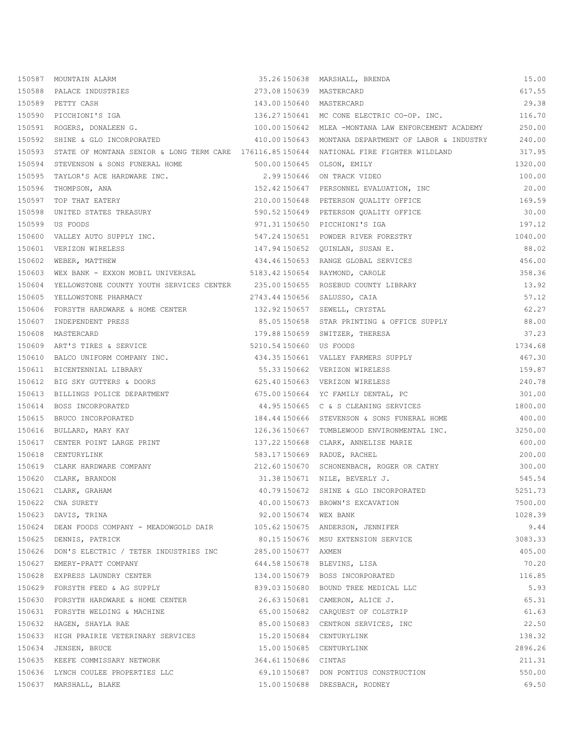| | | | | | |
|---|---|---|---|---|---|
| 150587 | MOUNTAIN ALARM | 35.26 | 150638 | MARSHALL, BRENDA | 15.00 |
| 150588 | PALACE INDUSTRIES | 273.08 | 150639 | MASTERCARD | 617.55 |
| 150589 | PETTY CASH | 143.00 | 150640 | MASTERCARD | 29.38 |
| 150590 | PICCHIONI'S IGA | 136.27 | 150641 | MC CONE ELECTRIC CO-OP. INC. | 116.70 |
| 150591 | ROGERS, DONALEEN G. | 100.00 | 150642 | MLEA -MONTANA LAW ENFORCEMENT ACADEMY | 250.00 |
| 150592 | SHINE & GLO INCORPORATED | 410.00 | 150643 | MONTANA DEPARTMENT OF LABOR & INDUSTRY | 240.00 |
| 150593 | STATE OF MONTANA SENIOR & LONG TERM CARE | 176116.85 | 150644 | NATIONAL FIRE FIGHTER WILDLAND | 317.95 |
| 150594 | STEVENSON & SONS FUNERAL HOME | 500.00 | 150645 | OLSON, EMILY | 1320.00 |
| 150595 | TAYLOR'S ACE HARDWARE INC. | 2.99 | 150646 | ON TRACK VIDEO | 100.00 |
| 150596 | THOMPSON, ANA | 152.42 | 150647 | PERSONNEL EVALUATION, INC | 20.00 |
| 150597 | TOP THAT EATERY | 210.00 | 150648 | PETERSON QUALITY OFFICE | 169.59 |
| 150598 | UNITED STATES TREASURY | 590.52 | 150649 | PETERSON QUALITY OFFICE | 30.00 |
| 150599 | US FOODS | 971.31 | 150650 | PICCHIONI'S IGA | 197.12 |
| 150600 | VALLEY AUTO SUPPLY INC. | 547.24 | 150651 | POWDER RIVER FORESTRY | 1040.00 |
| 150601 | VERIZON WIRELESS | 147.94 | 150652 | QUINLAN, SUSAN E. | 88.02 |
| 150602 | WEBER, MATTHEW | 434.46 | 150653 | RANGE GLOBAL SERVICES | 456.00 |
| 150603 | WEX BANK - EXXON MOBIL UNIVERSAL | 5183.42 | 150654 | RAYMOND, CAROLE | 358.36 |
| 150604 | YELLOWSTONE COUNTY YOUTH SERVICES CENTER | 235.00 | 150655 | ROSEBUD COUNTY LIBRARY | 13.92 |
| 150605 | YELLOWSTONE PHARMACY | 2743.44 | 150656 | SALUSSO, CAIA | 57.12 |
| 150606 | FORSYTH HARDWARE & HOME CENTER | 132.92 | 150657 | SEWELL, CRYSTAL | 62.27 |
| 150607 | INDEPENDENT PRESS | 85.05 | 150658 | STAR PRINTING & OFFICE SUPPLY | 88.00 |
| 150608 | MASTERCARD | 179.88 | 150659 | SWITZER, THERESA | 37.23 |
| 150609 | ART'S TIRES & SERVICE | 5210.54 | 150660 | US FOODS | 1734.68 |
| 150610 | BALCO UNIFORM COMPANY INC. | 434.35 | 150661 | VALLEY FARMERS SUPPLY | 467.30 |
| 150611 | BICENTENNIAL LIBRARY | 55.33 | 150662 | VERIZON WIRELESS | 159.87 |
| 150612 | BIG SKY GUTTERS & DOORS | 625.40 | 150663 | VERIZON WIRELESS | 240.78 |
| 150613 | BILLINGS POLICE DEPARTMENT | 675.00 | 150664 | YC FAMILY DENTAL, PC | 301.00 |
| 150614 | BOSS INCORPORATED | 44.95 | 150665 | C & S CLEANING SERVICES | 1800.00 |
| 150615 | BRUCO INCORPORATED | 184.44 | 150666 | STEVENSON & SONS FUNERAL HOME | 400.00 |
| 150616 | BULLARD, MARY KAY | 126.36 | 150667 | TUMBLEWOOD ENVIRONMENTAL INC. | 3250.00 |
| 150617 | CENTER POINT LARGE PRINT | 137.22 | 150668 | CLARK, ANNELISE MARIE | 600.00 |
| 150618 | CENTURYLINK | 583.17 | 150669 | RADUE, RACHEL | 200.00 |
| 150619 | CLARK HARDWARE COMPANY | 212.60 | 150670 | SCHONENBACH, ROGER OR CATHY | 300.00 |
| 150620 | CLARK, BRANDON | 31.38 | 150671 | NILE, BEVERLY J. | 545.54 |
| 150621 | CLARK, GRAHAM | 40.79 | 150672 | SHINE & GLO INCORPORATED | 5251.73 |
| 150622 | CNA SURETY | 40.00 | 150673 | BROWN'S EXCAVATION | 7500.00 |
| 150623 | DAVIS, TRINA | 92.00 | 150674 | WEX BANK | 1028.39 |
| 150624 | DEAN FOODS COMPANY - MEADOWGOLD DAIR | 105.62 | 150675 | ANDERSON, JENNIFER | 9.44 |
| 150625 | DENNIS, PATRICK | 80.15 | 150676 | MSU EXTENSION SERVICE | 3083.33 |
| 150626 | DON'S ELECTRIC / TETER INDUSTRIES INC | 285.00 | 150677 | AXMEN | 405.00 |
| 150627 | EMERY-PRATT COMPANY | 644.58 | 150678 | BLEVINS, LISA | 70.20 |
| 150628 | EXPRESS LAUNDRY CENTER | 134.00 | 150679 | BOSS INCORPORATED | 116.85 |
| 150629 | FORSYTH FEED & AG SUPPLY | 839.03 | 150680 | BOUND TREE MEDICAL LLC | 5.93 |
| 150630 | FORSYTH HARDWARE & HOME CENTER | 26.63 | 150681 | CAMERON, ALICE J. | 65.31 |
| 150631 | FORSYTH WELDING & MACHINE | 65.00 | 150682 | CARQUEST OF COLSTRIP | 61.63 |
| 150632 | HAGEN, SHAYLA RAE | 85.00 | 150683 | CENTRON SERVICES, INC | 22.50 |
| 150633 | HIGH PRAIRIE VETERINARY SERVICES | 15.20 | 150684 | CENTURYLINK | 138.32 |
| 150634 | JENSEN, BRUCE | 15.00 | 150685 | CENTURYLINK | 2896.26 |
| 150635 | KEEFE COMMISSARY NETWORK | 364.61 | 150686 | CINTAS | 211.31 |
| 150636 | LYNCH COULEE PROPERTIES LLC | 69.10 | 150687 | DON PONTIUS CONSTRUCTION | 550.00 |
| 150637 | MARSHALL, BLAKE | 15.00 | 150688 | DRESBACH, RODNEY | 69.50 |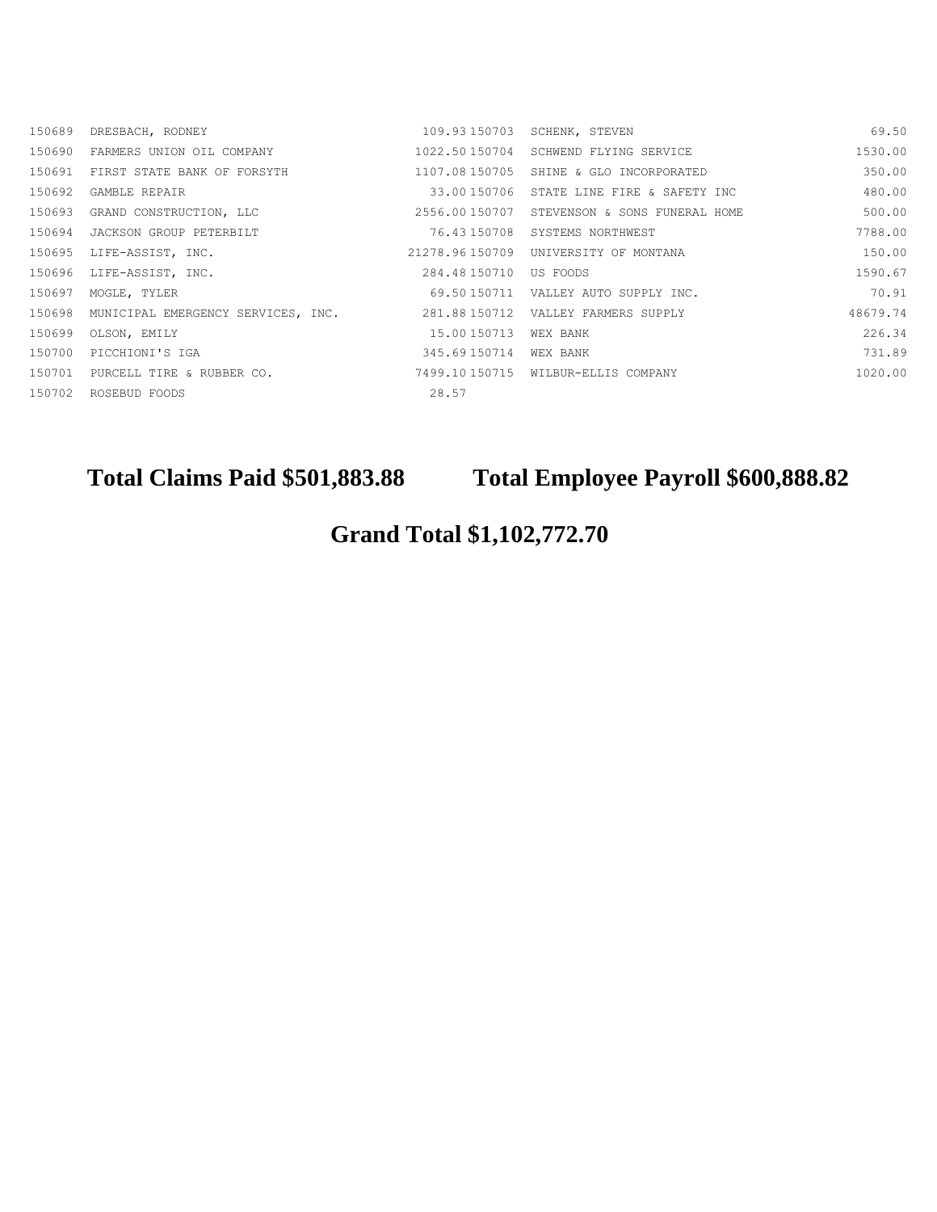| | | | | | |
|---|---|---|---|---|---|
| 150689 | DRESBACH, RODNEY | 109.93 | 150703 | SCHENK, STEVEN | 69.50 |
| 150690 | FARMERS UNION OIL COMPANY | 1022.50 | 150704 | SCHWEND FLYING SERVICE | 1530.00 |
| 150691 | FIRST STATE BANK OF FORSYTH | 1107.08 | 150705 | SHINE & GLO INCORPORATED | 350.00 |
| 150692 | GAMBLE REPAIR | 33.00 | 150706 | STATE LINE FIRE & SAFETY INC | 480.00 |
| 150693 | GRAND CONSTRUCTION, LLC | 2556.00 | 150707 | STEVENSON & SONS FUNERAL HOME | 500.00 |
| 150694 | JACKSON GROUP PETERBILT | 76.43 | 150708 | SYSTEMS NORTHWEST | 7788.00 |
| 150695 | LIFE-ASSIST, INC. | 21278.96 | 150709 | UNIVERSITY OF MONTANA | 150.00 |
| 150696 | LIFE-ASSIST, INC. | 284.48 | 150710 | US FOODS | 1590.67 |
| 150697 | MOGLE, TYLER | 69.50 | 150711 | VALLEY AUTO SUPPLY INC. | 70.91 |
| 150698 | MUNICIPAL EMERGENCY SERVICES, INC. | 281.88 | 150712 | VALLEY FARMERS SUPPLY | 48679.74 |
| 150699 | OLSON, EMILY | 15.00 | 150713 | WEX BANK | 226.34 |
| 150700 | PICCHIONI'S IGA | 345.69 | 150714 | WEX BANK | 731.89 |
| 150701 | PURCELL TIRE & RUBBER CO. | 7499.10 | 150715 | WILBUR-ELLIS COMPANY | 1020.00 |
| 150702 | ROSEBUD FOODS | 28.57 | | | |

**Total Claims Paid $501,883.88** **Total Employee Payroll $600,888.82**

**Grand Total $1,102,772.70**